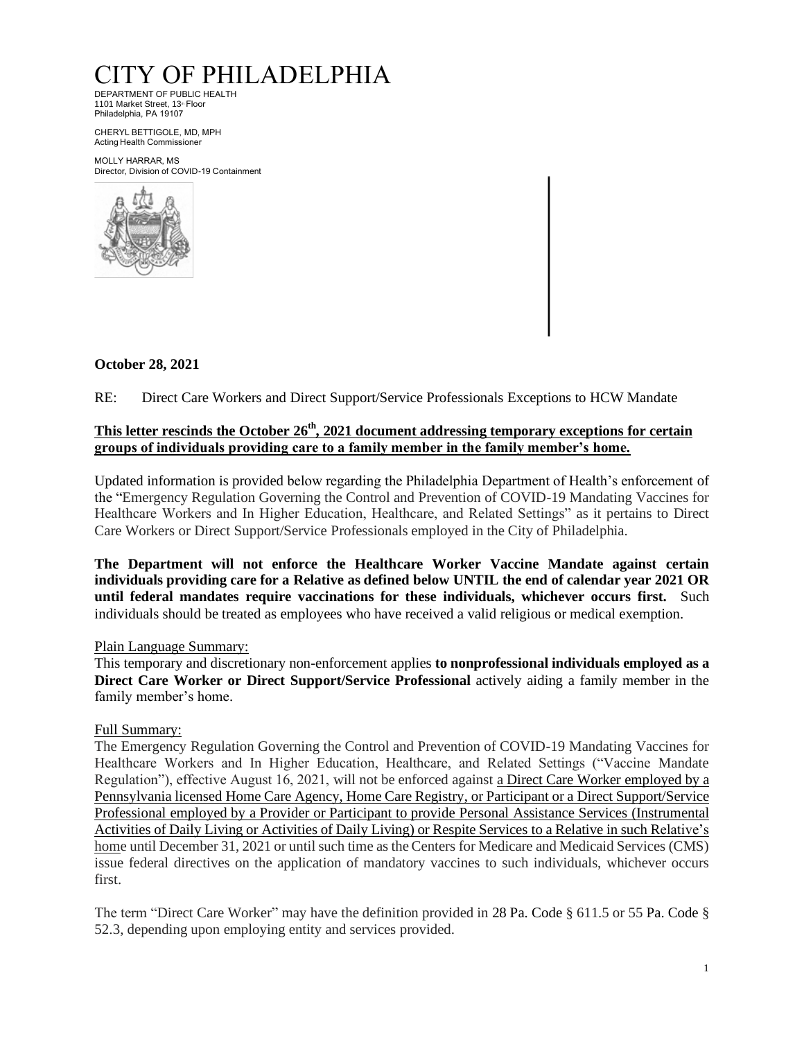# CITY OF PHILADELPHIA

DEPARTMENT OF PUBLIC HEALTH
1101 Market Street, 13th Floor
Philadelphia, PA 19107

CHERYL BETTIGOLE, MD, MPH
Acting Health Commissioner

MOLLY HARRAR, MS
Director, Division of COVID-19 Containment

**October 28, 2021**

RE: Direct Care Workers and Direct Support/Service Professionals Exceptions to HCW Mandate

**This letter rescinds the October 26th, 2021 document addressing temporary exceptions for certain groups of individuals providing care to a family member in the family member's home.**

Updated information is provided below regarding the Philadelphia Department of Health's enforcement of the "Emergency Regulation Governing the Control and Prevention of COVID-19 Mandating Vaccines for Healthcare Workers and In Higher Education, Healthcare, and Related Settings" as it pertains to Direct Care Workers or Direct Support/Service Professionals employed in the City of Philadelphia.

**The Department will not enforce the Healthcare Worker Vaccine Mandate against certain individuals providing care for a Relative as defined below UNTIL the end of calendar year 2021 OR until federal mandates require vaccinations for these individuals, whichever occurs first.** Such individuals should be treated as employees who have received a valid religious or medical exemption.

Plain Language Summary:

This temporary and discretionary non-enforcement applies **to nonprofessional individuals employed as a Direct Care Worker or Direct Support/Service Professional** actively aiding a family member in the family member's home.

Full Summary:

The Emergency Regulation Governing the Control and Prevention of COVID-19 Mandating Vaccines for Healthcare Workers and In Higher Education, Healthcare, and Related Settings ("Vaccine Mandate Regulation"), effective August 16, 2021, will not be enforced against a Direct Care Worker employed by a Pennsylvania licensed Home Care Agency, Home Care Registry, or Participant or a Direct Support/Service Professional employed by a Provider or Participant to provide Personal Assistance Services (Instrumental Activities of Daily Living or Activities of Daily Living) or Respite Services to a Relative in such Relative's home until December 31, 2021 or until such time as the Centers for Medicare and Medicaid Services (CMS) issue federal directives on the application of mandatory vaccines to such individuals, whichever occurs first.

The term "Direct Care Worker" may have the definition provided in 28 Pa. Code § 611.5 or 55 Pa. Code § 52.3, depending upon employing entity and services provided.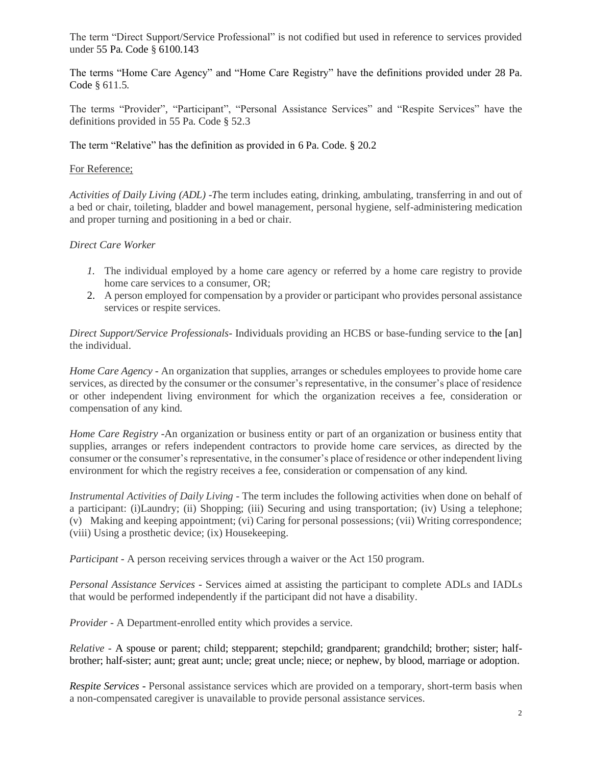The term "Direct Support/Service Professional" is not codified but used in reference to services provided under 55 Pa. Code § 6100.143

The terms "Home Care Agency" and "Home Care Registry" have the definitions provided under 28 Pa. Code § 611.5.

The terms "Provider", "Participant", "Personal Assistance Services" and "Respite Services" have the definitions provided in 55 Pa. Code § 52.3

The term "Relative" has the definition as provided in 6 Pa. Code. § 20.2

<u>For Reference;</u>

*Activities of Daily Living (ADL) -T*he term includes eating, drinking, ambulating, transferring in and out of a bed or chair, toileting, bladder and bowel management, personal hygiene, self-administering medication and proper turning and positioning in a bed or chair.

*Direct Care Worker*

1. The individual employed by a home care agency or referred by a home care registry to provide home care services to a consumer, OR;
2. A person employed for compensation by a provider or participant who provides personal assistance services or respite services.

*Direct Support/Service Professionals*- Individuals providing an HCBS or base-funding service to the [an] the individual.

*Home Care Agency* - An organization that supplies, arranges or schedules employees to provide home care services, as directed by the consumer or the consumer's representative, in the consumer's place of residence or other independent living environment for which the organization receives a fee, consideration or compensation of any kind.

*Home Care Registry* -An organization or business entity or part of an organization or business entity that supplies, arranges or refers independent contractors to provide home care services, as directed by the consumer or the consumer's representative, in the consumer's place of residence or other independent living environment for which the registry receives a fee, consideration or compensation of any kind.

*Instrumental Activities of Daily Living* - The term includes the following activities when done on behalf of a participant: (i)Laundry; (ii) Shopping; (iii) Securing and using transportation; (iv) Using a telephone; (v) Making and keeping appointment; (vi) Caring for personal possessions; (vii) Writing correspondence; (viii) Using a prosthetic device; (ix) Housekeeping.

*Participant* - A person receiving services through a waiver or the Act 150 program.

*Personal Assistance Services* - Services aimed at assisting the participant to complete ADLs and IADLs that would be performed independently if the participant did not have a disability.

*Provider* - A Department-enrolled entity which provides a service.

*Relative* - A spouse or parent; child; stepparent; stepchild; grandparent; grandchild; brother; sister; half-brother; half-sister; aunt; great aunt; uncle; great uncle; niece; or nephew, by blood, marriage or adoption.

*Respite Services* - Personal assistance services which are provided on a temporary, short-term basis when a non-compensated caregiver is unavailable to provide personal assistance services.